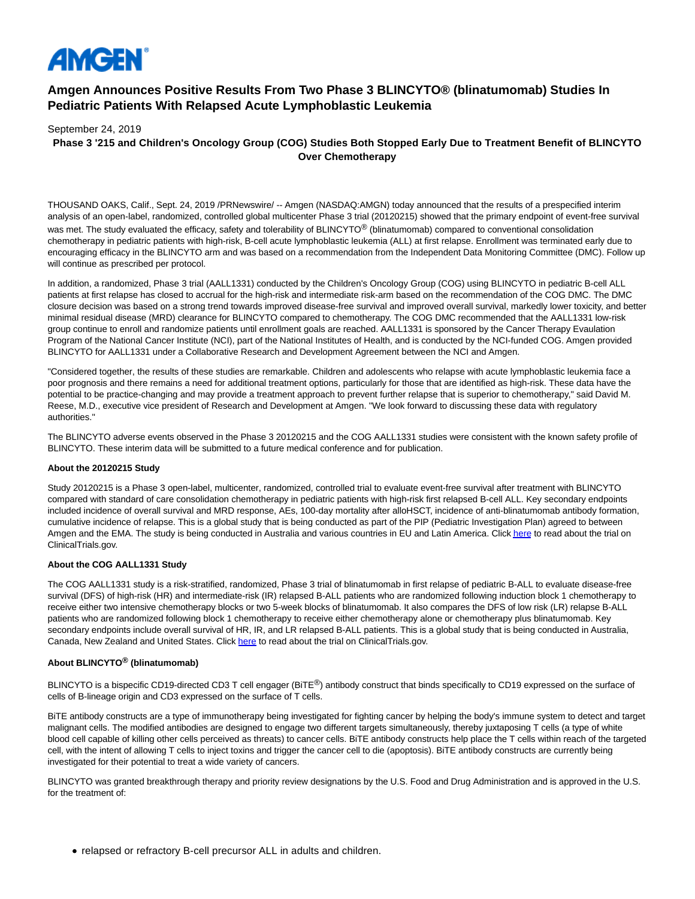AMGEN

# Amgen Announces Positive Results From Two Phase 3 BLINCYTO® (blinatumomab) Studies In Pediatric Patients With Relapsed Acute Lymphoblastic Leukemia

September 24, 2019

**Phase 3 '215 and Children's Oncology Group (COG) Studies Both Stopped Early Due to Treatment Benefit of BLINCYTO Over Chemotherapy**

THOUSAND OAKS, Calif., Sept. 24, 2019 /PRNewswire/ -- Amgen (NASDAQ:AMGN) today announced that the results of a prespecified interim analysis of an open-label, randomized, controlled global multicenter Phase 3 trial (20120215) showed that the primary endpoint of event-free survival was met. The study evaluated the efficacy, safety and tolerability of BLINCYTO® (blinatumomab) compared to conventional consolidation chemotherapy in pediatric patients with high-risk, B-cell acute lymphoblastic leukemia (ALL) at first relapse. Enrollment was terminated early due to encouraging efficacy in the BLINCYTO arm and was based on a recommendation from the Independent Data Monitoring Committee (DMC). Follow up will continue as prescribed per protocol.

In addition, a randomized, Phase 3 trial (AALL1331) conducted by the Children's Oncology Group (COG) using BLINCYTO in pediatric B-cell ALL patients at first relapse has closed to accrual for the high-risk and intermediate risk-arm based on the recommendation of the COG DMC. The DMC closure decision was based on a strong trend towards improved disease-free survival and improved overall survival, markedly lower toxicity, and better minimal residual disease (MRD) clearance for BLINCYTO compared to chemotherapy. The COG DMC recommended that the AALL1331 low-risk group continue to enroll and randomize patients until enrollment goals are reached. AALL1331 is sponsored by the Cancer Therapy Evaluation Program of the National Cancer Institute (NCI), part of the National Institutes of Health, and is conducted by the NCI-funded COG. Amgen provided BLINCYTO for AALL1331 under a Collaborative Research and Development Agreement between the NCI and Amgen.

"Considered together, the results of these studies are remarkable. Children and adolescents who relapse with acute lymphoblastic leukemia face a poor prognosis and there remains a need for additional treatment options, particularly for those that are identified as high-risk. These data have the potential to be practice-changing and may provide a treatment approach to prevent further relapse that is superior to chemotherapy," said David M. Reese, M.D., executive vice president of Research and Development at Amgen. "We look forward to discussing these data with regulatory authorities."

The BLINCYTO adverse events observed in the Phase 3 20120215 and the COG AALL1331 studies were consistent with the known safety profile of BLINCYTO. These interim data will be submitted to a future medical conference and for publication.

**About the 20120215 Study**

Study 20120215 is a Phase 3 open-label, multicenter, randomized, controlled trial to evaluate event-free survival after treatment with BLINCYTO compared with standard of care consolidation chemotherapy in pediatric patients with high-risk first relapsed B-cell ALL. Key secondary endpoints included incidence of overall survival and MRD response, AEs, 100-day mortality after alloHSCT, incidence of anti-blinatumomab antibody formation, cumulative incidence of relapse. This is a global study that is being conducted as part of the PIP (Pediatric Investigation Plan) agreed to between Amgen and the EMA. The study is being conducted in Australia and various countries in EU and Latin America. Click here to read about the trial on ClinicalTrials.gov.

**About the COG AALL1331 Study**

The COG AALL1331 study is a risk-stratified, randomized, Phase 3 trial of blinatumomab in first relapse of pediatric B-ALL to evaluate disease-free survival (DFS) of high-risk (HR) and intermediate-risk (IR) relapsed B-ALL patients who are randomized following induction block 1 chemotherapy to receive either two intensive chemotherapy blocks or two 5-week blocks of blinatumomab. It also compares the DFS of low risk (LR) relapse B-ALL patients who are randomized following block 1 chemotherapy to receive either chemotherapy alone or chemotherapy plus blinatumomab. Key secondary endpoints include overall survival of HR, IR, and LR relapsed B-ALL patients. This is a global study that is being conducted in Australia, Canada, New Zealand and United States. Click here to read about the trial on ClinicalTrials.gov.

**About BLINCYTO® (blinatumomab)**

BLINCYTO is a bispecific CD19-directed CD3 T cell engager (BiTE®) antibody construct that binds specifically to CD19 expressed on the surface of cells of B-lineage origin and CD3 expressed on the surface of T cells.

BiTE antibody constructs are a type of immunotherapy being investigated for fighting cancer by helping the body's immune system to detect and target malignant cells. The modified antibodies are designed to engage two different targets simultaneously, thereby juxtaposing T cells (a type of white blood cell capable of killing other cells perceived as threats) to cancer cells. BiTE antibody constructs help place the T cells within reach of the targeted cell, with the intent of allowing T cells to inject toxins and trigger the cancer cell to die (apoptosis). BiTE antibody constructs are currently being investigated for their potential to treat a wide variety of cancers.

BLINCYTO was granted breakthrough therapy and priority review designations by the U.S. Food and Drug Administration and is approved in the U.S. for the treatment of:

- relapsed or refractory B-cell precursor ALL in adults and children.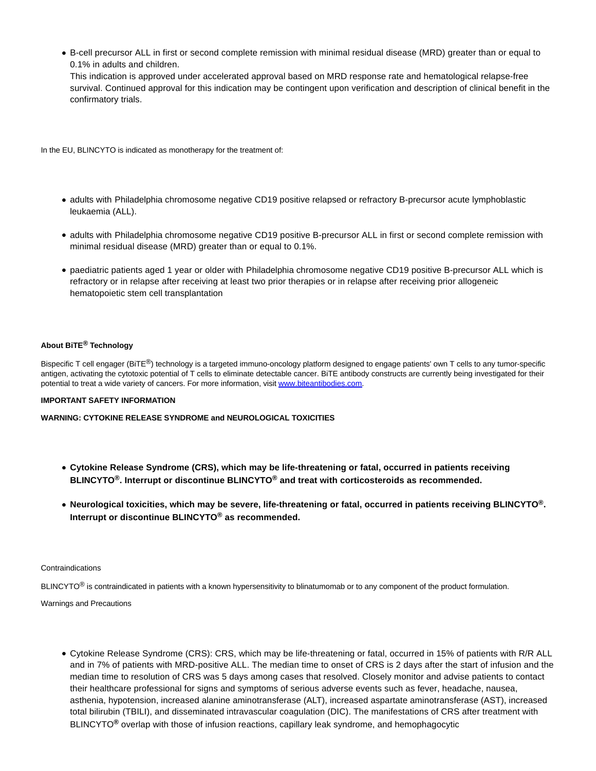- B-cell precursor ALL in first or second complete remission with minimal residual disease (MRD) greater than or equal to 0.1% in adults and children.
  This indication is approved under accelerated approval based on MRD response rate and hematological relapse-free survival. Continued approval for this indication may be contingent upon verification and description of clinical benefit in the confirmatory trials.

In the EU, BLINCYTO is indicated as monotherapy for the treatment of:

- adults with Philadelphia chromosome negative CD19 positive relapsed or refractory B-precursor acute lymphoblastic leukaemia (ALL).
- adults with Philadelphia chromosome negative CD19 positive B-precursor ALL in first or second complete remission with minimal residual disease (MRD) greater than or equal to 0.1%.
- paediatric patients aged 1 year or older with Philadelphia chromosome negative CD19 positive B-precursor ALL which is refractory or in relapse after receiving at least two prior therapies or in relapse after receiving prior allogeneic hematopoietic stem cell transplantation

**About BiTE® Technology**

Bispecific T cell engager (BiTE®) technology is a targeted immuno-oncology platform designed to engage patients' own T cells to any tumor-specific antigen, activating the cytotoxic potential of T cells to eliminate detectable cancer. BiTE antibody constructs are currently being investigated for their potential to treat a wide variety of cancers. For more information, visit [www.biteantibodies.com](www.biteantibodies.com).

**IMPORTANT SAFETY INFORMATION**

**WARNING: CYTOKINE RELEASE SYNDROME and NEUROLOGICAL TOXICITIES**

- **Cytokine Release Syndrome (CRS), which may be life-threatening or fatal, occurred in patients receiving BLINCYTO®. Interrupt or discontinue BLINCYTO® and treat with corticosteroids as recommended.**
- **Neurological toxicities, which may be severe, life-threatening or fatal, occurred in patients receiving BLINCYTO®. Interrupt or discontinue BLINCYTO® as recommended.**

Contraindications

BLINCYTO® is contraindicated in patients with a known hypersensitivity to blinatumomab or to any component of the product formulation.

Warnings and Precautions

- Cytokine Release Syndrome (CRS): CRS, which may be life-threatening or fatal, occurred in 15% of patients with R/R ALL and in 7% of patients with MRD-positive ALL. The median time to onset of CRS is 2 days after the start of infusion and the median time to resolution of CRS was 5 days among cases that resolved. Closely monitor and advise patients to contact their healthcare professional for signs and symptoms of serious adverse events such as fever, headache, nausea, asthenia, hypotension, increased alanine aminotransferase (ALT), increased aspartate aminotransferase (AST), increased total bilirubin (TBILI), and disseminated intravascular coagulation (DIC). The manifestations of CRS after treatment with BLINCYTO® overlap with those of infusion reactions, capillary leak syndrome, and hemophagocytic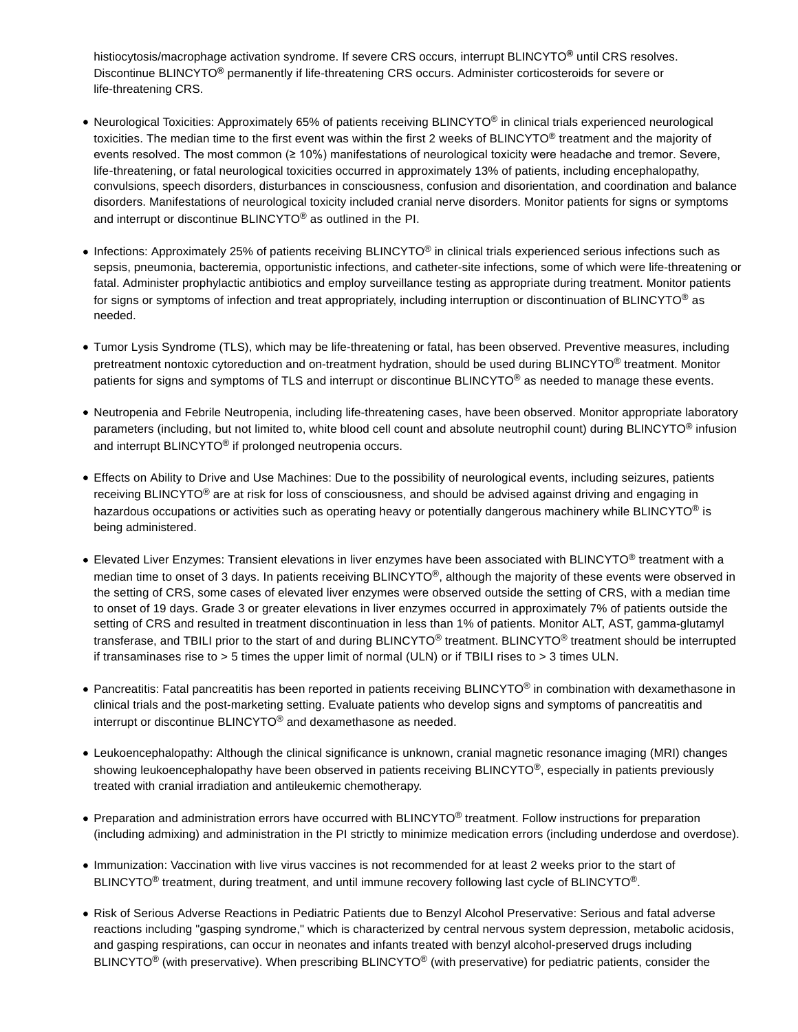histiocytosis/macrophage activation syndrome. If severe CRS occurs, interrupt BLINCYTO**®** until CRS resolves. Discontinue BLINCYTO**®** permanently if life-threatening CRS occurs. Administer corticosteroids for severe or life-threatening CRS.

- Neurological Toxicities: Approximately 65% of patients receiving BLINCYTO® in clinical trials experienced neurological toxicities. The median time to the first event was within the first 2 weeks of BLINCYTO® treatment and the majority of events resolved. The most common (≥ 10%) manifestations of neurological toxicity were headache and tremor. Severe, life-threatening, or fatal neurological toxicities occurred in approximately 13% of patients, including encephalopathy, convulsions, speech disorders, disturbances in consciousness, confusion and disorientation, and coordination and balance disorders. Manifestations of neurological toxicity included cranial nerve disorders. Monitor patients for signs or symptoms and interrupt or discontinue BLINCYTO® as outlined in the PI.

- Infections: Approximately 25% of patients receiving BLINCYTO® in clinical trials experienced serious infections such as sepsis, pneumonia, bacteremia, opportunistic infections, and catheter-site infections, some of which were life-threatening or fatal. Administer prophylactic antibiotics and employ surveillance testing as appropriate during treatment. Monitor patients for signs or symptoms of infection and treat appropriately, including interruption or discontinuation of BLINCYTO® as needed.

- Tumor Lysis Syndrome (TLS), which may be life-threatening or fatal, has been observed. Preventive measures, including pretreatment nontoxic cytoreduction and on-treatment hydration, should be used during BLINCYTO® treatment. Monitor patients for signs and symptoms of TLS and interrupt or discontinue BLINCYTO® as needed to manage these events.

- Neutropenia and Febrile Neutropenia, including life-threatening cases, have been observed. Monitor appropriate laboratory parameters (including, but not limited to, white blood cell count and absolute neutrophil count) during BLINCYTO® infusion and interrupt BLINCYTO® if prolonged neutropenia occurs.

- Effects on Ability to Drive and Use Machines: Due to the possibility of neurological events, including seizures, patients receiving BLINCYTO® are at risk for loss of consciousness, and should be advised against driving and engaging in hazardous occupations or activities such as operating heavy or potentially dangerous machinery while BLINCYTO® is being administered.

- Elevated Liver Enzymes: Transient elevations in liver enzymes have been associated with BLINCYTO® treatment with a median time to onset of 3 days. In patients receiving BLINCYTO®, although the majority of these events were observed in the setting of CRS, some cases of elevated liver enzymes were observed outside the setting of CRS, with a median time to onset of 19 days. Grade 3 or greater elevations in liver enzymes occurred in approximately 7% of patients outside the setting of CRS and resulted in treatment discontinuation in less than 1% of patients. Monitor ALT, AST, gamma-glutamyl transferase, and TBILI prior to the start of and during BLINCYTO® treatment. BLINCYTO® treatment should be interrupted if transaminases rise to > 5 times the upper limit of normal (ULN) or if TBILI rises to > 3 times ULN.

- Pancreatitis: Fatal pancreatitis has been reported in patients receiving BLINCYTO® in combination with dexamethasone in clinical trials and the post-marketing setting. Evaluate patients who develop signs and symptoms of pancreatitis and interrupt or discontinue BLINCYTO® and dexamethasone as needed.

- Leukoencephalopathy: Although the clinical significance is unknown, cranial magnetic resonance imaging (MRI) changes showing leukoencephalopathy have been observed in patients receiving BLINCYTO®, especially in patients previously treated with cranial irradiation and antileukemic chemotherapy.

- Preparation and administration errors have occurred with BLINCYTO® treatment. Follow instructions for preparation (including admixing) and administration in the PI strictly to minimize medication errors (including underdose and overdose).

- Immunization: Vaccination with live virus vaccines is not recommended for at least 2 weeks prior to the start of BLINCYTO® treatment, during treatment, and until immune recovery following last cycle of BLINCYTO®.

- Risk of Serious Adverse Reactions in Pediatric Patients due to Benzyl Alcohol Preservative: Serious and fatal adverse reactions including "gasping syndrome," which is characterized by central nervous system depression, metabolic acidosis, and gasping respirations, can occur in neonates and infants treated with benzyl alcohol-preserved drugs including BLINCYTO® (with preservative). When prescribing BLINCYTO® (with preservative) for pediatric patients, consider the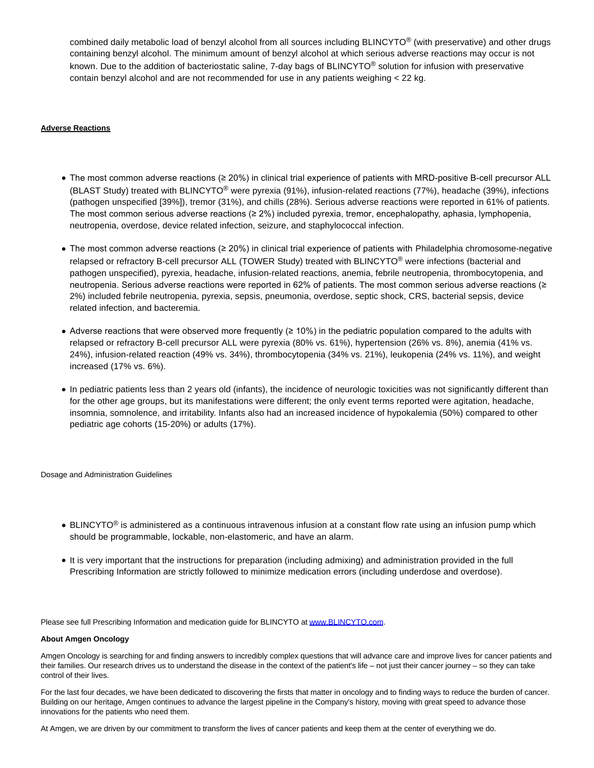combined daily metabolic load of benzyl alcohol from all sources including BLINCYTO® (with preservative) and other drugs containing benzyl alcohol. The minimum amount of benzyl alcohol at which serious adverse reactions may occur is not known. Due to the addition of bacteriostatic saline, 7-day bags of BLINCYTO® solution for infusion with preservative contain benzyl alcohol and are not recommended for use in any patients weighing < 22 kg.

**Adverse Reactions**

- The most common adverse reactions (≥ 20%) in clinical trial experience of patients with MRD-positive B-cell precursor ALL (BLAST Study) treated with BLINCYTO® were pyrexia (91%), infusion-related reactions (77%), headache (39%), infections (pathogen unspecified [39%]), tremor (31%), and chills (28%). Serious adverse reactions were reported in 61% of patients. The most common serious adverse reactions (≥ 2%) included pyrexia, tremor, encephalopathy, aphasia, lymphopenia, neutropenia, overdose, device related infection, seizure, and staphylococcal infection.
- The most common adverse reactions (≥ 20%) in clinical trial experience of patients with Philadelphia chromosome-negative relapsed or refractory B-cell precursor ALL (TOWER Study) treated with BLINCYTO® were infections (bacterial and pathogen unspecified), pyrexia, headache, infusion-related reactions, anemia, febrile neutropenia, thrombocytopenia, and neutropenia. Serious adverse reactions were reported in 62% of patients. The most common serious adverse reactions (≥ 2%) included febrile neutropenia, pyrexia, sepsis, pneumonia, overdose, septic shock, CRS, bacterial sepsis, device related infection, and bacteremia.
- Adverse reactions that were observed more frequently (≥ 10%) in the pediatric population compared to the adults with relapsed or refractory B-cell precursor ALL were pyrexia (80% vs. 61%), hypertension (26% vs. 8%), anemia (41% vs. 24%), infusion-related reaction (49% vs. 34%), thrombocytopenia (34% vs. 21%), leukopenia (24% vs. 11%), and weight increased (17% vs. 6%).
- In pediatric patients less than 2 years old (infants), the incidence of neurologic toxicities was not significantly different than for the other age groups, but its manifestations were different; the only event terms reported were agitation, headache, insomnia, somnolence, and irritability. Infants also had an increased incidence of hypokalemia (50%) compared to other pediatric age cohorts (15-20%) or adults (17%).

Dosage and Administration Guidelines

- BLINCYTO® is administered as a continuous intravenous infusion at a constant flow rate using an infusion pump which should be programmable, lockable, non-elastomeric, and have an alarm.
- It is very important that the instructions for preparation (including admixing) and administration provided in the full Prescribing Information are strictly followed to minimize medication errors (including underdose and overdose).

Please see full Prescribing Information and medication guide for BLINCYTO at www.BLINCYTO.com.

**About Amgen Oncology**

Amgen Oncology is searching for and finding answers to incredibly complex questions that will advance care and improve lives for cancer patients and their families. Our research drives us to understand the disease in the context of the patient's life – not just their cancer journey – so they can take control of their lives.

For the last four decades, we have been dedicated to discovering the firsts that matter in oncology and to finding ways to reduce the burden of cancer. Building on our heritage, Amgen continues to advance the largest pipeline in the Company's history, moving with great speed to advance those innovations for the patients who need them.

At Amgen, we are driven by our commitment to transform the lives of cancer patients and keep them at the center of everything we do.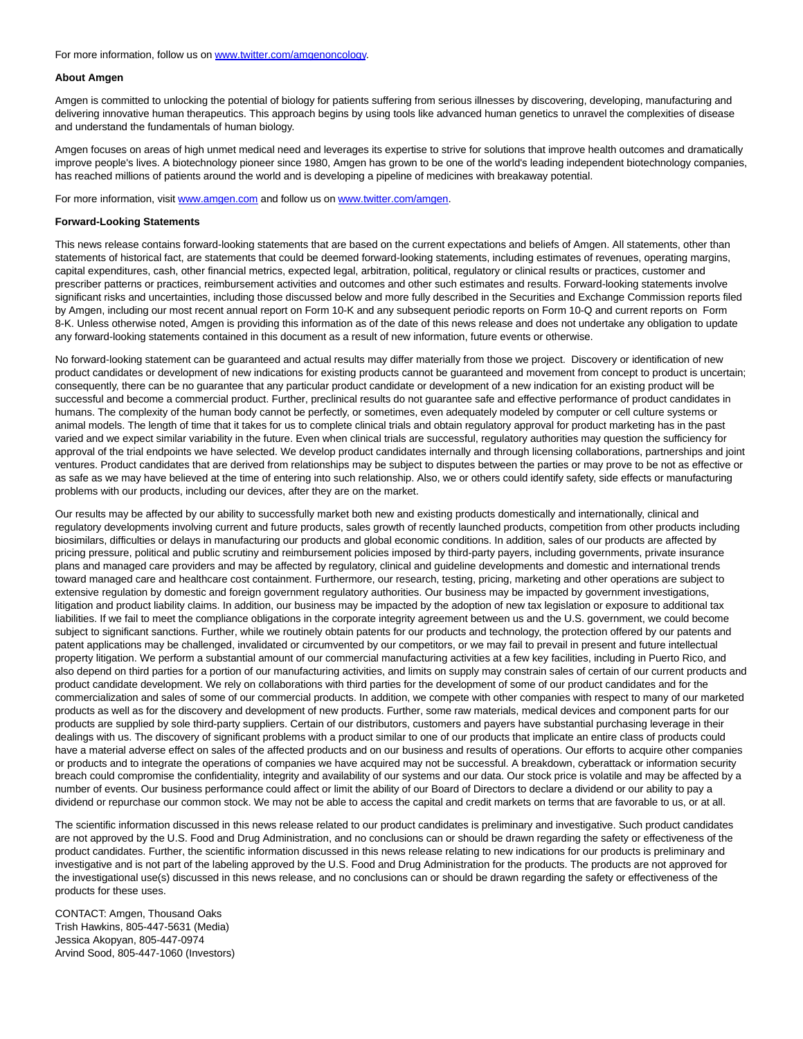For more information, follow us on [www.twitter.com/amgenoncology](http://www.twitter.com/amgenoncology).

**About Amgen**

Amgen is committed to unlocking the potential of biology for patients suffering from serious illnesses by discovering, developing, manufacturing and delivering innovative human therapeutics. This approach begins by using tools like advanced human genetics to unravel the complexities of disease and understand the fundamentals of human biology.

Amgen focuses on areas of high unmet medical need and leverages its expertise to strive for solutions that improve health outcomes and dramatically improve people's lives. A biotechnology pioneer since 1980, Amgen has grown to be one of the world's leading independent biotechnology companies, has reached millions of patients around the world and is developing a pipeline of medicines with breakaway potential.

For more information, visit [www.amgen.com](http://www.amgen.com) and follow us on [www.twitter.com/amgen](http://www.twitter.com/amgen).

**Forward-Looking Statements**

This news release contains forward-looking statements that are based on the current expectations and beliefs of Amgen. All statements, other than statements of historical fact, are statements that could be deemed forward-looking statements, including estimates of revenues, operating margins, capital expenditures, cash, other financial metrics, expected legal, arbitration, political, regulatory or clinical results or practices, customer and prescriber patterns or practices, reimbursement activities and outcomes and other such estimates and results. Forward-looking statements involve significant risks and uncertainties, including those discussed below and more fully described in the Securities and Exchange Commission reports filed by Amgen, including our most recent annual report on Form 10-K and any subsequent periodic reports on Form 10-Q and current reports on Form 8-K. Unless otherwise noted, Amgen is providing this information as of the date of this news release and does not undertake any obligation to update any forward-looking statements contained in this document as a result of new information, future events or otherwise.

No forward-looking statement can be guaranteed and actual results may differ materially from those we project. Discovery or identification of new product candidates or development of new indications for existing products cannot be guaranteed and movement from concept to product is uncertain; consequently, there can be no guarantee that any particular product candidate or development of a new indication for an existing product will be successful and become a commercial product. Further, preclinical results do not guarantee safe and effective performance of product candidates in humans. The complexity of the human body cannot be perfectly, or sometimes, even adequately modeled by computer or cell culture systems or animal models. The length of time that it takes for us to complete clinical trials and obtain regulatory approval for product marketing has in the past varied and we expect similar variability in the future. Even when clinical trials are successful, regulatory authorities may question the sufficiency for approval of the trial endpoints we have selected. We develop product candidates internally and through licensing collaborations, partnerships and joint ventures. Product candidates that are derived from relationships may be subject to disputes between the parties or may prove to be not as effective or as safe as we may have believed at the time of entering into such relationship. Also, we or others could identify safety, side effects or manufacturing problems with our products, including our devices, after they are on the market.

Our results may be affected by our ability to successfully market both new and existing products domestically and internationally, clinical and regulatory developments involving current and future products, sales growth of recently launched products, competition from other products including biosimilars, difficulties or delays in manufacturing our products and global economic conditions. In addition, sales of our products are affected by pricing pressure, political and public scrutiny and reimbursement policies imposed by third-party payers, including governments, private insurance plans and managed care providers and may be affected by regulatory, clinical and guideline developments and domestic and international trends toward managed care and healthcare cost containment. Furthermore, our research, testing, pricing, marketing and other operations are subject to extensive regulation by domestic and foreign government regulatory authorities. Our business may be impacted by government investigations, litigation and product liability claims. In addition, our business may be impacted by the adoption of new tax legislation or exposure to additional tax liabilities. If we fail to meet the compliance obligations in the corporate integrity agreement between us and the U.S. government, we could become subject to significant sanctions. Further, while we routinely obtain patents for our products and technology, the protection offered by our patents and patent applications may be challenged, invalidated or circumvented by our competitors, or we may fail to prevail in present and future intellectual property litigation. We perform a substantial amount of our commercial manufacturing activities at a few key facilities, including in Puerto Rico, and also depend on third parties for a portion of our manufacturing activities, and limits on supply may constrain sales of certain of our current products and product candidate development. We rely on collaborations with third parties for the development of some of our product candidates and for the commercialization and sales of some of our commercial products. In addition, we compete with other companies with respect to many of our marketed products as well as for the discovery and development of new products. Further, some raw materials, medical devices and component parts for our products are supplied by sole third-party suppliers. Certain of our distributors, customers and payers have substantial purchasing leverage in their dealings with us. The discovery of significant problems with a product similar to one of our products that implicate an entire class of products could have a material adverse effect on sales of the affected products and on our business and results of operations. Our efforts to acquire other companies or products and to integrate the operations of companies we have acquired may not be successful. A breakdown, cyberattack or information security breach could compromise the confidentiality, integrity and availability of our systems and our data. Our stock price is volatile and may be affected by a number of events. Our business performance could affect or limit the ability of our Board of Directors to declare a dividend or our ability to pay a dividend or repurchase our common stock. We may not be able to access the capital and credit markets on terms that are favorable to us, or at all.

The scientific information discussed in this news release related to our product candidates is preliminary and investigative. Such product candidates are not approved by the U.S. Food and Drug Administration, and no conclusions can or should be drawn regarding the safety or effectiveness of the product candidates. Further, the scientific information discussed in this news release relating to new indications for our products is preliminary and investigative and is not part of the labeling approved by the U.S. Food and Drug Administration for the products. The products are not approved for the investigational use(s) discussed in this news release, and no conclusions can or should be drawn regarding the safety or effectiveness of the products for these uses.

CONTACT: Amgen, Thousand Oaks
Trish Hawkins, 805-447-5631 (Media)
Jessica Akopyan, 805-447-0974
Arvind Sood, 805-447-1060 (Investors)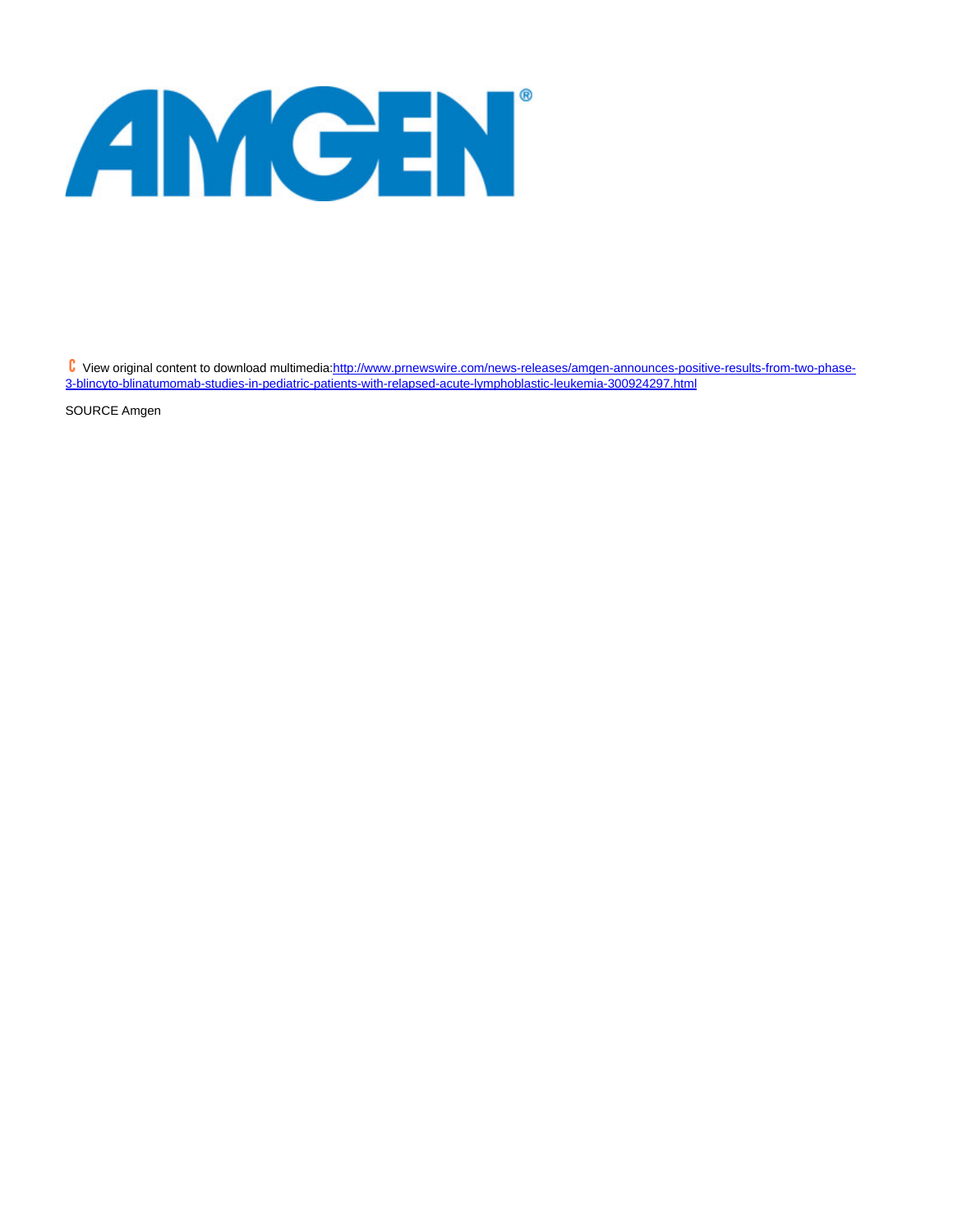View original content to download multimedia:http://www.prnewswire.com/news-releases/amgen-announces-positive-results-from-two-phase-3-blincyto-blinatumomab-studies-in-pediatric-patients-with-relapsed-acute-lymphoblastic-leukemia-300924297.html

SOURCE Amgen